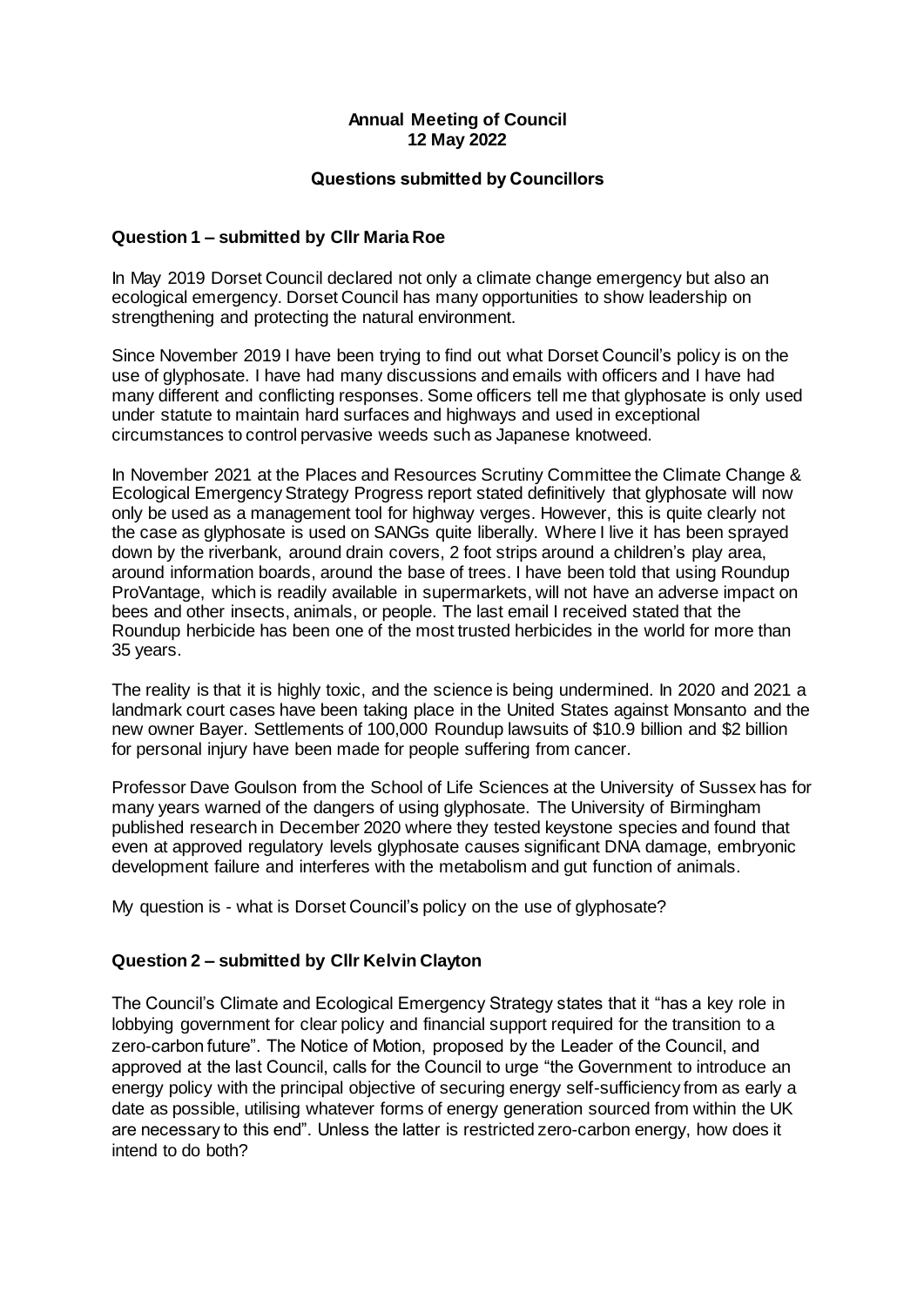**Annual Meeting of Council**
**12 May 2022**

**Questions submitted by Councillors**

**Question 1 – submitted by Cllr Maria Roe**

In May 2019 Dorset Council declared not only a climate change emergency but also an ecological emergency. Dorset Council has many opportunities to show leadership on strengthening and protecting the natural environment.

Since November 2019 I have been trying to find out what Dorset Council's policy is on the use of glyphosate. I have had many discussions and emails with officers and I have had many different and conflicting responses. Some officers tell me that glyphosate is only used under statute to maintain hard surfaces and highways and used in exceptional circumstances to control pervasive weeds such as Japanese knotweed.

In November 2021 at the Places and Resources Scrutiny Committee the Climate Change & Ecological Emergency Strategy Progress report stated definitively that glyphosate will now only be used as a management tool for highway verges. However, this is quite clearly not the case as glyphosate is used on SANGs quite liberally. Where I live it has been sprayed down by the riverbank, around drain covers, 2 foot strips around a children's play area, around information boards, around the base of trees. I have been told that using Roundup ProVantage, which is readily available in supermarkets, will not have an adverse impact on bees and other insects, animals, or people. The last email I received stated that the Roundup herbicide has been one of the most trusted herbicides in the world for more than 35 years.

The reality is that it is highly toxic, and the science is being undermined. In 2020 and 2021 a landmark court cases have been taking place in the United States against Monsanto and the new owner Bayer. Settlements of 100,000 Roundup lawsuits of $10.9 billion and $2 billion for personal injury have been made for people suffering from cancer.

Professor Dave Goulson from the School of Life Sciences at the University of Sussex has for many years warned of the dangers of using glyphosate. The University of Birmingham published research in December 2020 where they tested keystone species and found that even at approved regulatory levels glyphosate causes significant DNA damage, embryonic development failure and interferes with the metabolism and gut function of animals.

My question is - what is Dorset Council's policy on the use of glyphosate?

**Question 2 – submitted by Cllr Kelvin Clayton**

The Council's Climate and Ecological Emergency Strategy states that it "has a key role in lobbying government for clear policy and financial support required for the transition to a zero-carbon future". The Notice of Motion, proposed by the Leader of the Council, and approved at the last Council, calls for the Council to urge "the Government to introduce an energy policy with the principal objective of securing energy self-sufficiency from as early a date as possible, utilising whatever forms of energy generation sourced from within the UK are necessary to this end". Unless the latter is restricted zero-carbon energy, how does it intend to do both?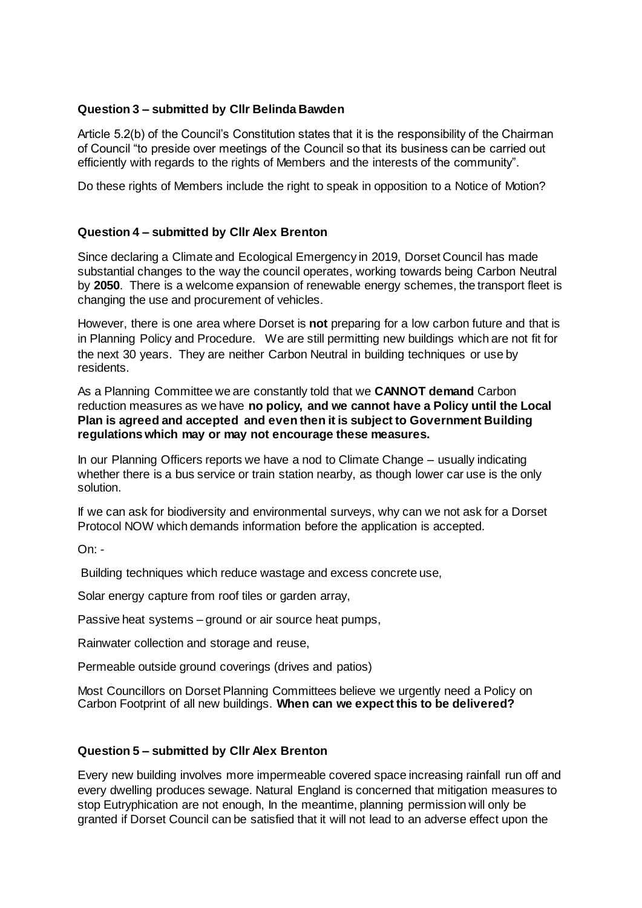**Question 3 – submitted by Cllr Belinda Bawden**

Article 5.2(b) of the Council's Constitution states that it is the responsibility of the Chairman of Council "to preside over meetings of the Council so that its business can be carried out efficiently with regards to the rights of Members and the interests of the community".

Do these rights of Members include the right to speak in opposition to a Notice of Motion?

**Question 4 – submitted by Cllr Alex Brenton**

Since declaring a Climate and Ecological Emergency in 2019, Dorset Council has made substantial changes to the way the council operates, working towards being Carbon Neutral by **2050**. There is a welcome expansion of renewable energy schemes, the transport fleet is changing the use and procurement of vehicles.

However, there is one area where Dorset is **not** preparing for a low carbon future and that is in Planning Policy and Procedure. We are still permitting new buildings which are not fit for the next 30 years. They are neither Carbon Neutral in building techniques or use by residents.

As a Planning Committee we are constantly told that we **CANNOT demand** Carbon reduction measures as we have **no policy, and we cannot have a Policy until the Local Plan is agreed and accepted and even then it is subject to Government Building regulations which may or may not encourage these measures.**

In our Planning Officers reports we have a nod to Climate Change – usually indicating whether there is a bus service or train station nearby, as though lower car use is the only solution.

If we can ask for biodiversity and environmental surveys, why can we not ask for a Dorset Protocol NOW which demands information before the application is accepted.

On: -

Building techniques which reduce wastage and excess concrete use,

Solar energy capture from roof tiles or garden array,

Passive heat systems – ground or air source heat pumps,

Rainwater collection and storage and reuse,

Permeable outside ground coverings (drives and patios)

Most Councillors on Dorset Planning Committees believe we urgently need a Policy on Carbon Footprint of all new buildings. **When can we expect this to be delivered?**

**Question 5 – submitted by Cllr Alex Brenton**

Every new building involves more impermeable covered space increasing rainfall run off and every dwelling produces sewage. Natural England is concerned that mitigation measures to stop Eutryphication are not enough, In the meantime, planning permission will only be granted if Dorset Council can be satisfied that it will not lead to an adverse effect upon the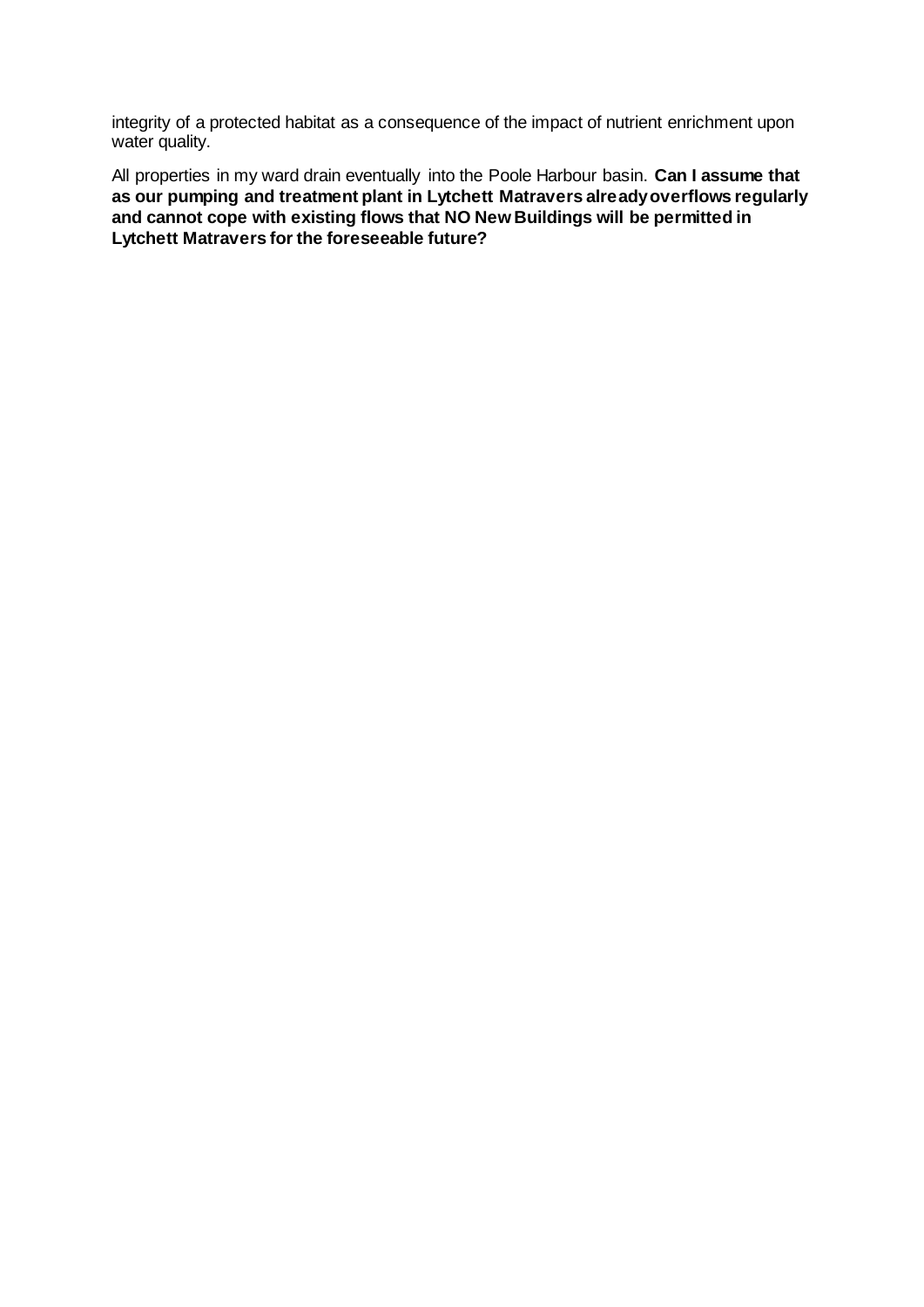integrity of a protected habitat as a consequence of the impact of nutrient enrichment upon water quality.

All properties in my ward drain eventually into the Poole Harbour basin. **Can I assume that as our pumping and treatment plant in Lytchett Matravers already overflows regularly and cannot cope with existing flows that NO New Buildings will be permitted in Lytchett Matravers for the foreseeable future?**